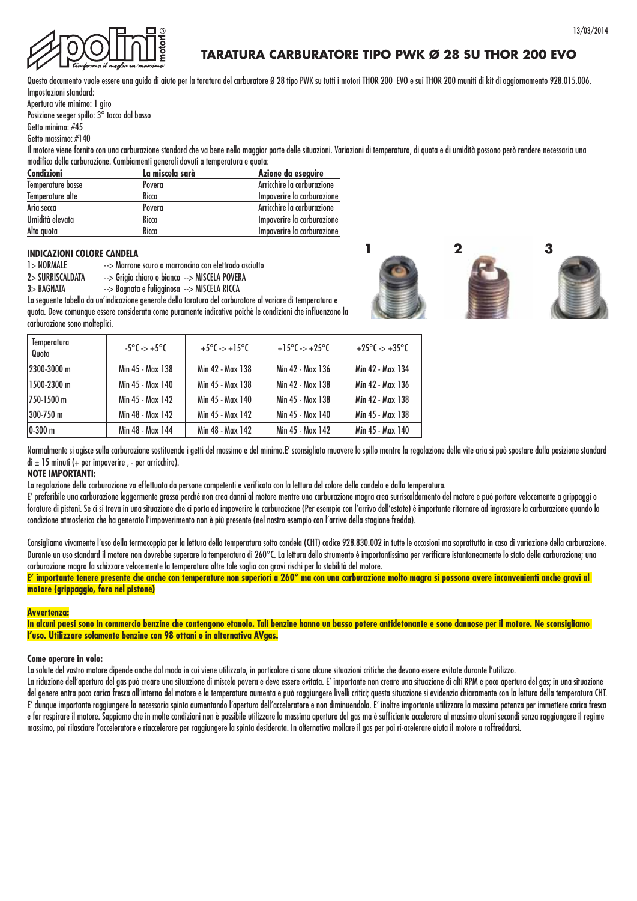# TARATURA CARBURATORE TIPO PWK Ø 28 SU THOR 200 EVO

Questo documento vuole essere una guida di aiuto per la taratura del carburatore Ø 28 tipo PWK su tutti i motori THOR 200 EVO e sui THOR 200 muniti di kit di aggiornamento 928.015.006.

Impostazioni standard:

Apertura vite minimo: 1 giro

Posizione seeger spillo: 3° tacca dal basso

Getto minimo: #45

Getto massimo: #140

Il motore viene fornito con una carburazione standard che va bene nella maggior parte delle situazioni. Variazioni di temperatura, di quota e di umidità possono però rendere necessaria una modifica della carburazione. Cambiamenti generali dovuti a temperatura e quota:

| Condizioni | La miscela sarà | Azione da eseguire |
|---|---|---|
| Temperature basse | Povera | Arricchire la carburazione |
| Temperature alte | Ricca | Impoverire la carburazione |
| Aria secca | Povera | Arricchire la carburazione |
| Umidità elevata | Ricca | Impoverire la carburazione |
| Alta quota | Ricca | Impoverire la carburazione |

## INDICAZIONI COLORE CANDELA

1> NORMALE --> Marrone scuro a marroncino con elettrodo asciutto

2> SURRISCALDATA --> Grigio chiaro o bianco --> MISCELA POVERA

3> BAGNATA --> Bagnata e fuligginosa --> MISCELA RICCA

1 2 3

La seguente tabella da un'indicazione generale della taratura del carburatore al variare di temperatura e quota. Deve comunque essere considerata come puramente indicativa poichè le condizioni che influenzano la carburazione sono molteplici.

| Temperatura / Quota | -5°C -> +5°C | +5°C -> +15°C | +15°C -> +25°C | +25°C -> +35°C |
|---|---|---|---|---|
| 2300-3000 m | Min 45 - Max 138 | Min 42 - Max 138 | Min 42 - Max 136 | Min 42 - Max 134 |
| 1500-2300 m | Min 45 - Max 140 | Min 45 - Max 138 | Min 42 - Max 138 | Min 42 - Max 136 |
| 750-1500 m | Min 45 - Max 142 | Min 45 - Max 140 | Min 45 - Max 138 | Min 42 - Max 138 |
| 300-750 m | Min 48 - Max 142 | Min 45 - Max 142 | Min 45 - Max 140 | Min 45 - Max 138 |
| 0-300 m | Min 48 - Max 144 | Min 48 - Max 142 | Min 45 - Max 142 | Min 45 - Max 140 |

Normalmente si agisce sulla carburazione sostituendo i getti del massimo e del minimo.E' sconsigliato muovere lo spillo mentre la regolazione della vite aria si può spostare dalla posizione standard di ± 15 minuti (+ per impoverire , - per arricchire).

**NOTE IMPORTANTI:**

La regolazione della carburazione va effettuata da persone competenti e verificata con la lettura del colore della candela e dalla temperatura.

E' preferibile una carburazione leggermente grassa perché non crea danni al motore mentre una carburazione magra crea surriscaldamento del motore e può portare velocemente a grippaggi o forature di pistoni. Se ci si trova in una situazione che ci porta ad impoverire la carburazione (Per esempio con l'arrivo dell'estate) è importante ritornare ad ingrassare la carburazione quando la condizione atmosferica che ha generato l'impoverimento non è più presente (nel nostro esempio con l'arrivo della stagione fredda).

Consigliamo vivamente l'uso della termocoppia per la lettura della temperatura sotto candela (CHT) codice 928.830.002 in tutte le occasioni ma soprattutto in caso di variazione della carburazione. Durante un uso standard il motore non dovrebbe superare la temperatura di 260°C. La lettura dello strumento è importantissima per verificare istantaneamente lo stato della carburazione; una carburazione magra fa schizzare velocemente la temperatura oltre tale soglia con gravi rischi per la stabilità del motore.

**E' importante tenere presente che anche con temperature non superiori a 260° ma con una carburazione molto magra si possono avere inconvenienti anche gravi al motore (grippaggio, foro nel pistone)**

**Avvertenza:**

**In alcuni paesi sono in commercio benzine che contengono etanolo. Tali benzine hanno un basso potere antidetonante e sono dannose per il motore. Ne sconsigliamo l'uso. Utilizzare solamente benzine con 98 ottani o in alternativa AVgas.**

**Come operare in volo:**

La salute del vostro motore dipende anche dal modo in cui viene utilizzato, in particolare ci sono alcune situazioni critiche che devono essere evitate durante l'utilizzo.

La riduzione dell'apertura del gas può creare una situazione di miscela povera e deve essere evitata. E' importante non creare una situazione di alti RPM e poca apertura del gas; in una situazione del genere entra poca carica fresca all'interno del motore e la temperatura aumenta e può raggiungere livelli critici; questa situazione si evidenzia chiaramente con la lettura della temperatura CHT. E' dunque importante raggiungere la necessaria spinta aumentando l'apertura dell'acceleratore e non diminuendola. E' inoltre importante utilizzare la massima potenza per immettere carica fresca e far respirare il motore. Sappiamo che in molte condizioni non è possibile utilizzare la massima apertura del gas ma è sufficiente accelerare al massimo alcuni secondi senza raggiungere il regime massimo, poi rilasciare l'acceleratore e riaccelerare per raggiungere la spinta desiderata. In alternativa mollare il gas per poi ri-acelerare aiuta il motore a raffreddarsi.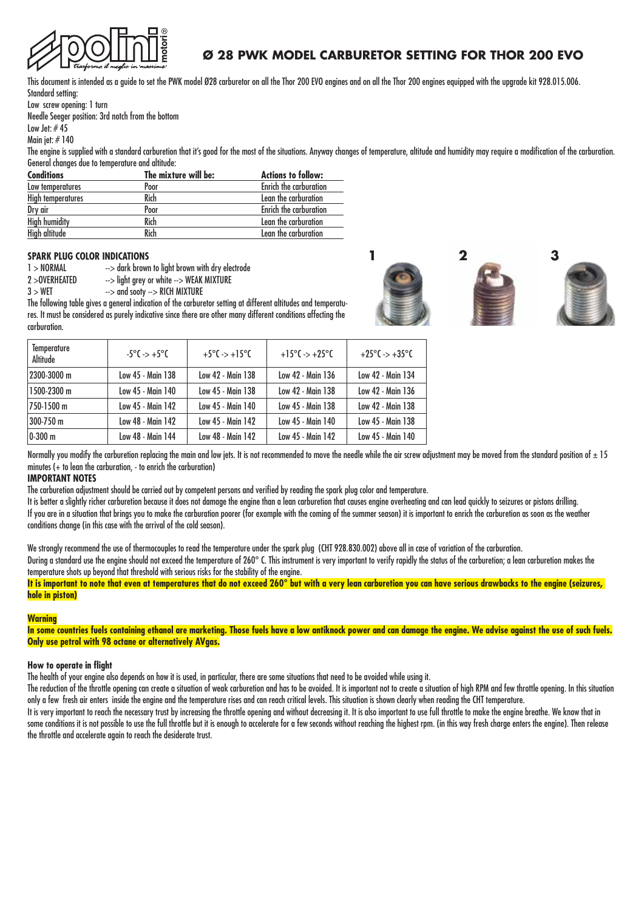## Ø 28 PWK MODEL CARBURETOR SETTING FOR THOR 200 EVO

This document is intended as a guide to set the PWK model Ø28 carburetor on all the Thor 200 EVO engines and on all the Thor 200 engines equipped with the upgrade kit 928.015.006.
Standard setting:

Low screw opening: 1 turn
Needle Seeger position: 3rd notch from the bottom
Low Jet: # 45
Main jet: # 140

The engine is supplied with a standard carburetion that it's good for the most of the situations. Anyway changes of temperature, altitude and humidity may require a modification of the carburation.
General changes due to temperature and altitude:

| Conditions | The mixture will be: | Actions to follow: |
|---|---|---|
| Low temperatures | Poor | Enrich the carburation |
| High temperatures | Rich | Lean the carburation |
| Dry air | Poor | Enrich the carburation |
| High humidity | Rich | Lean the carburation |
| High altitude | Rich | Lean the carburation |

**SPARK PLUG COLOR INDICATIONS**

1 > NORMAL --> dark brown to light brown with dry electrode
2 >OVERHEATED --> light grey or white --> WEAK MIXTURE
3 > WET --> and sooty --> RICH MIXTURE

1 2 3

The following table gives a general indication of the carburetor setting at different altitudes and temperatures. It must be considered as purely indicative since there are other many different conditions affecting the carburation.

| Temperature Altitude | -5°C -> +5°C | +5°C -> +15°C | +15°C -> +25°C | +25°C -> +35°C |
|---|---|---|---|---|
| 2300-3000 m | Low 45 - Main 138 | Low 42 - Main 138 | Low 42 - Main 136 | Low 42 - Main 134 |
| 1500-2300 m | Low 45 - Main 140 | Low 45 - Main 138 | Low 42 - Main 138 | Low 42 - Main 136 |
| 750-1500 m | Low 45 - Main 142 | Low 45 - Main 140 | Low 45 - Main 138 | Low 42 - Main 138 |
| 300-750 m | Low 48 - Main 142 | Low 45 - Main 142 | Low 45 - Main 140 | Low 45 - Main 138 |
| 0-300 m | Low 48 - Main 144 | Low 48 - Main 142 | Low 45 - Main 142 | Low 45 - Main 140 |

Normally you modify the carburetion replacing the main and low jets. It is not recommended to move the needle while the air screw adjustment may be moved from the standard position of ± 15 minutes (+ to lean the carburation, - to enrich the carburation)

**IMPORTANT NOTES**

The carburetion adjustment should be carried out by competent persons and verified by reading the spark plug color and temperature.
It is better a slightly richer carburetion because it does not damage the engine than a lean carburetion that causes engine overheating and can lead quickly to seizures or pistons drilling.
If you are in a situation that brings you to make the carburation poorer (for example with the coming of the summer season) it is important to enrich the carburetion as soon as the weather conditions change (in this case with the arrival of the cold season).

We strongly recommend the use of thermocouples to read the temperature under the spark plug (CHT 928.830.002) above all in case of variation of the carburation.
During a standard use the engine should not exceed the temperature of 260° C. This instrument is very important to verify rapidly the status of the carburetion; a lean carburetion makes the temperature shots up beyond that threshold with serious risks for the stability of the engine.
**It is important to note that even at temperatures that do not exceed 260° but with a very lean carburetion you can have serious drawbacks to the engine (seizures, hole in piston)**

**Warning**
**In some countries fuels containing ethanol are marketing. Those fuels have a low antiknock power and can damage the engine. We advise against the use of such fuels. Only use petrol with 98 octane or alternatively AVgas.**

**How to operate in flight**

The health of your engine also depends on how it is used, in particular, there are some situations that need to be avoided while using it.
The reduction of the throttle opening can create a situation of weak carburetion and has to be avoided. It is important not to create a situation of high RPM and few throttle opening. In this situation only a few fresh air enters inside the engine and the temperature rises and can reach critical levels. This situation is shown clearly when reading the CHT temperature.
It is very important to reach the necessary trust by increasing the throttle opening and without decreasing it. It is also important to use full throttle to make the engine breathe. We know that in some conditions it is not possible to use the full throttle but it is enough to accelerate for a few seconds without reaching the highest rpm. (in this way fresh charge enters the engine). Then release the throttle and accelerate again to reach the desiderate trust.